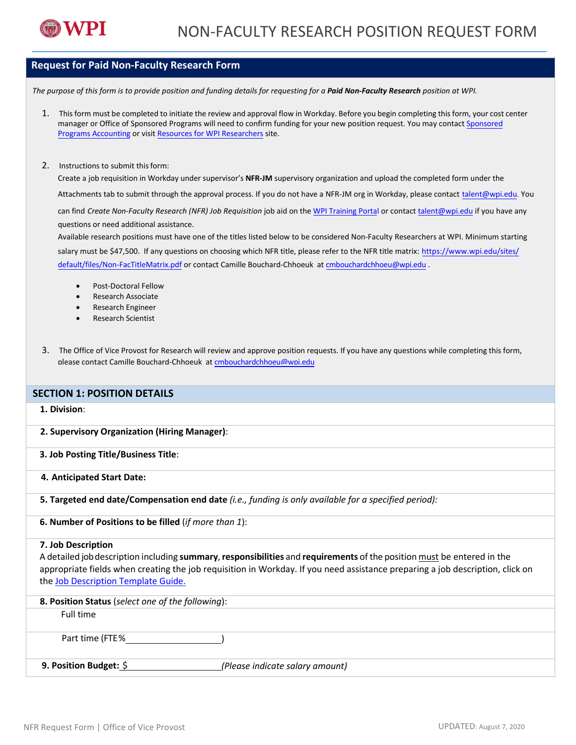# NON-FACULTY RESEARCH POSITION REQUEST FORM

## Request for Paid Non-Faculty Research Form

*The purpose of this form is to provide position and funding details for requesting for a* ***Paid Non-Faculty Research*** *position at WPI.*

1. This form must be completed to initiate the review and approval flow in Workday. Before you begin completing this form, your cost center manager or Office of Sponsored Programs will need to confirm funding for your new position request. You may contact Sponsored Programs Accounting or visit Resources for WPI Researchers site.

2. Instructions to submit this form:
   Create a job requisition in Workday under supervisor's **NFR-JM** supervisory organization and upload the completed form under the Attachments tab to submit through the approval process. If you do not have a NFR-JM org in Workday, please contact talent@wpi.edu. You can find *Create Non-Faculty Research (NFR) Job Requisition* job aid on the WPI Training Portal or contact talent@wpi.edu if you have any questions or need additional assistance.
   Available research positions must have one of the titles listed below to be considered Non-Faculty Researchers at WPI. Minimum starting salary must be $47,500. If any questions on choosing which NFR title, please refer to the NFR title matrix: https://www.wpi.edu/sites/default/files/Non-FacTitleMatrix.pdf or contact Camille Bouchard-Chhoeuk at cmbouchardchhoeu@wpi.edu .

   - Post-Doctoral Fellow
   - Research Associate
   - Research Engineer
   - Research Scientist

3. The Office of Vice Provost for Research will review and approve position requests. If you have any questions while completing this form, please contact Camille Bouchard-Chhoeuk at cmbouchardchhoeu@wpi.edu

## SECTION 1: POSITION DETAILS

**1. Division**:

**2. Supervisory Organization (Hiring Manager)**:

**3. Job Posting Title/Business Title**:

**4. Anticipated Start Date:**

**5. Targeted end date/Compensation end date** *(i.e., funding is only available for a specified period):*

**6. Number of Positions to be filled** (*if more than 1*):

**7. Job Description**
A detailed job description including **summary**, **responsibilities** and **requirements** of the position must be entered in the appropriate fields when creating the job requisition in Workday. If you need assistance preparing a job description, click on the Job Description Template Guide.

**8. Position Status** (*select one of the following*):

Full time

Part time (FTE%\_\_\_\_\_\_\_\_\_\_\_\_\_\_\_\_\_\_\_\_)

**9. Position Budget:** $\_\_\_\_\_\_\_\_\_\_\_\_\_\_\_\_\_\_\_\_*(Please indicate salary amount)*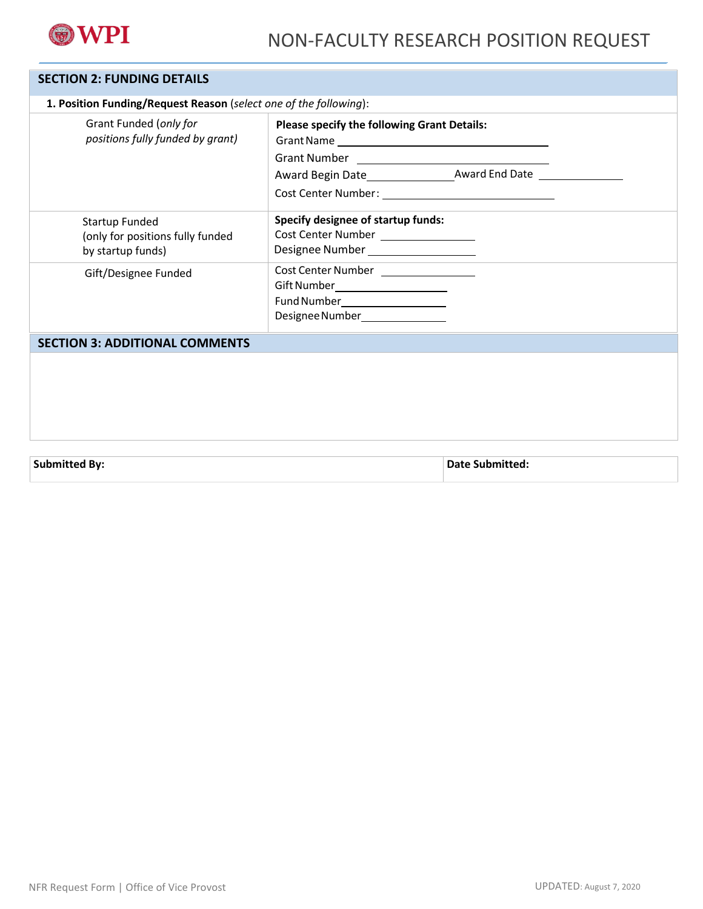## SECTION 2: FUNDING DETAILS

**1. Position Funding/Request Reason** (*select one of the following*):

| | |
|---|---|
| Grant Funded (*only for positions fully funded by grant)* | **Please specify the following Grant Details:**<br>Grant Name \_\_\_\_\_\_\_\_\_\_\_\_\_\_\_\_<br>Grant Number \_\_\_\_\_\_\_\_\_\_\_\_\_\_\_\_<br>Award Begin Date \_\_\_\_\_\_\_\_ Award End Date \_\_\_\_\_\_\_\_<br>Cost Center Number: \_\_\_\_\_\_\_\_\_\_\_\_\_\_\_\_ |
| Startup Funded (only for positions fully funded by startup funds) | **Specify designee of startup funds:**<br>Cost Center Number \_\_\_\_\_\_\_\_<br>Designee Number \_\_\_\_\_\_\_\_ |
| Gift/Designee Funded | Cost Center Number \_\_\_\_\_\_\_\_<br>Gift Number \_\_\_\_\_\_\_\_<br>Fund Number \_\_\_\_\_\_\_\_<br>Designee Number \_\_\_\_\_\_\_\_ |

## SECTION 3: ADDITIONAL COMMENTS

| **Submitted By:** | **Date Submitted:** |
|---|---|
| | |

NFR Request Form | Office of Vice Provost

UPDATED: August 7, 2020